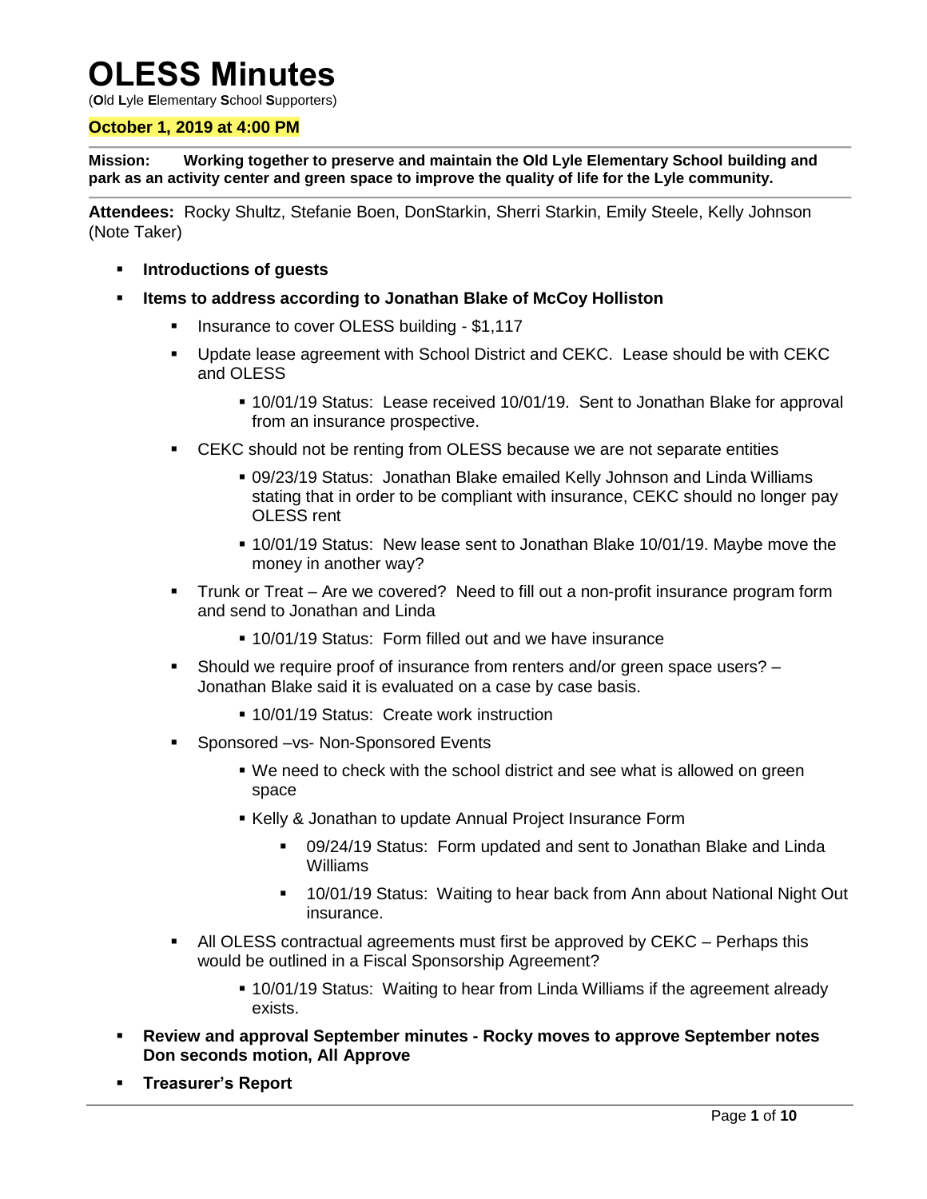# OLESS Minutes

(**O**ld **L**yle **E**lementary **S**chool **S**upporters)

**October 1, 2019 at 4:00 PM**

**Mission: Working together to preserve and maintain the Old Lyle Elementary School building and park as an activity center and green space to improve the quality of life for the Lyle community.**

**Attendees:** Rocky Shultz, Stefanie Boen, DonStarkin, Sherri Starkin, Emily Steele, Kelly Johnson (Note Taker)

- **Introductions of guests**
- **Items to address according to Jonathan Blake of McCoy Holliston**
  - Insurance to cover OLESS building - $1,117
  - Update lease agreement with School District and CEKC. Lease should be with CEKC and OLESS
    - 10/01/19 Status: Lease received 10/01/19. Sent to Jonathan Blake for approval from an insurance prospective.
  - CEKC should not be renting from OLESS because we are not separate entities
    - 09/23/19 Status: Jonathan Blake emailed Kelly Johnson and Linda Williams stating that in order to be compliant with insurance, CEKC should no longer pay OLESS rent
    - 10/01/19 Status: New lease sent to Jonathan Blake 10/01/19. Maybe move the money in another way?
  - Trunk or Treat – Are we covered? Need to fill out a non-profit insurance program form and send to Jonathan and Linda
    - 10/01/19 Status: Form filled out and we have insurance
  - Should we require proof of insurance from renters and/or green space users? – Jonathan Blake said it is evaluated on a case by case basis.
    - 10/01/19 Status: Create work instruction
  - Sponsored –vs- Non-Sponsored Events
    - We need to check with the school district and see what is allowed on green space
    - Kelly & Jonathan to update Annual Project Insurance Form
      - 09/24/19 Status: Form updated and sent to Jonathan Blake and Linda Williams
      - 10/01/19 Status: Waiting to hear back from Ann about National Night Out insurance.
  - All OLESS contractual agreements must first be approved by CEKC – Perhaps this would be outlined in a Fiscal Sponsorship Agreement?
    - 10/01/19 Status: Waiting to hear from Linda Williams if the agreement already exists.
- **Review and approval September minutes - Rocky moves to approve September notes Don seconds motion, All Approve**
- **Treasurer's Report**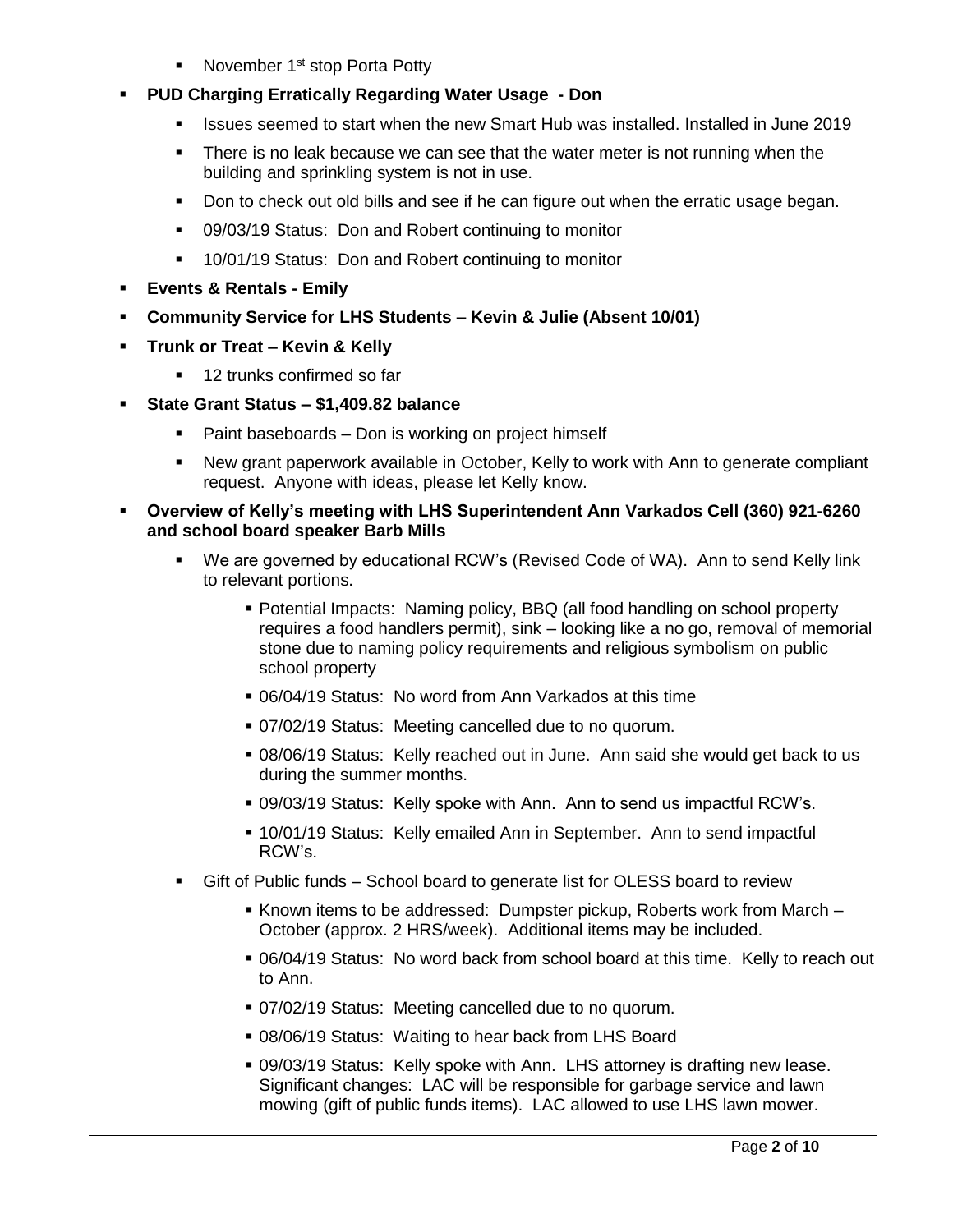- November 1st stop Porta Potty

- **PUD Charging Erratically Regarding Water Usage - Don**
  - Issues seemed to start when the new Smart Hub was installed. Installed in June 2019
  - There is no leak because we can see that the water meter is not running when the building and sprinkling system is not in use.
  - Don to check out old bills and see if he can figure out when the erratic usage began.
  - 09/03/19 Status: Don and Robert continuing to monitor
  - 10/01/19 Status: Don and Robert continuing to monitor
- **Events & Rentals - Emily**
- **Community Service for LHS Students – Kevin & Julie (Absent 10/01)**
- **Trunk or Treat – Kevin & Kelly**
  - 12 trunks confirmed so far
- **State Grant Status – $1,409.82 balance**
  - Paint baseboards – Don is working on project himself
  - New grant paperwork available in October, Kelly to work with Ann to generate compliant request. Anyone with ideas, please let Kelly know.
- **Overview of Kelly's meeting with LHS Superintendent Ann Varkados Cell (360) 921-6260 and school board speaker Barb Mills**
  - We are governed by educational RCW's (Revised Code of WA). Ann to send Kelly link to relevant portions.
    - Potential Impacts: Naming policy, BBQ (all food handling on school property requires a food handlers permit), sink – looking like a no go, removal of memorial stone due to naming policy requirements and religious symbolism on public school property
    - 06/04/19 Status: No word from Ann Varkados at this time
    - 07/02/19 Status: Meeting cancelled due to no quorum.
    - 08/06/19 Status: Kelly reached out in June. Ann said she would get back to us during the summer months.
    - 09/03/19 Status: Kelly spoke with Ann. Ann to send us impactful RCW's.
    - 10/01/19 Status: Kelly emailed Ann in September. Ann to send impactful RCW's.
  - Gift of Public funds – School board to generate list for OLESS board to review
    - Known items to be addressed: Dumpster pickup, Roberts work from March – October (approx. 2 HRS/week). Additional items may be included.
    - 06/04/19 Status: No word back from school board at this time. Kelly to reach out to Ann.
    - 07/02/19 Status: Meeting cancelled due to no quorum.
    - 08/06/19 Status: Waiting to hear back from LHS Board
    - 09/03/19 Status: Kelly spoke with Ann. LHS attorney is drafting new lease. Significant changes: LAC will be responsible for garbage service and lawn mowing (gift of public funds items). LAC allowed to use LHS lawn mower.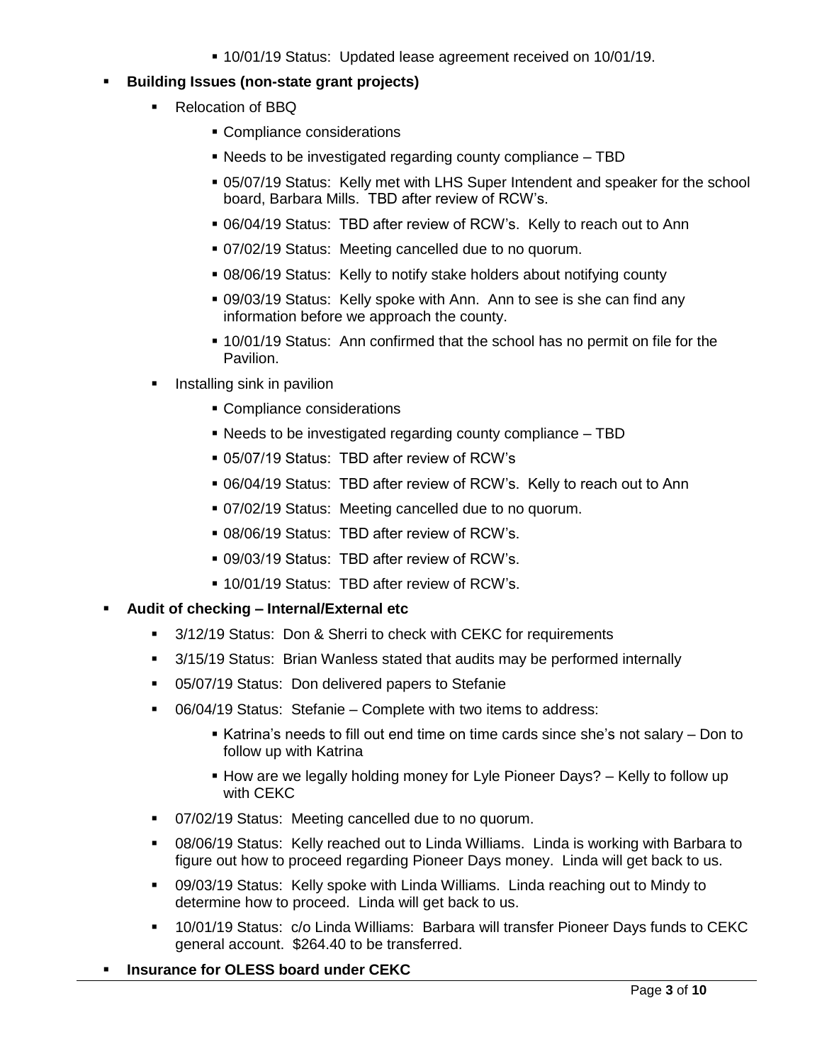- 10/01/19 Status: Updated lease agreement received on 10/01/19.

- **Building Issues (non-state grant projects)**
  - Relocation of BBQ
    - Compliance considerations
    - Needs to be investigated regarding county compliance – TBD
    - 05/07/19 Status: Kelly met with LHS Super Intendent and speaker for the school board, Barbara Mills. TBD after review of RCW's.
    - 06/04/19 Status: TBD after review of RCW's. Kelly to reach out to Ann
    - 07/02/19 Status: Meeting cancelled due to no quorum.
    - 08/06/19 Status: Kelly to notify stake holders about notifying county
    - 09/03/19 Status: Kelly spoke with Ann. Ann to see is she can find any information before we approach the county.
    - 10/01/19 Status: Ann confirmed that the school has no permit on file for the Pavilion.
  - Installing sink in pavilion
    - Compliance considerations
    - Needs to be investigated regarding county compliance – TBD
    - 05/07/19 Status: TBD after review of RCW's
    - 06/04/19 Status: TBD after review of RCW's. Kelly to reach out to Ann
    - 07/02/19 Status: Meeting cancelled due to no quorum.
    - 08/06/19 Status: TBD after review of RCW's.
    - 09/03/19 Status: TBD after review of RCW's.
    - 10/01/19 Status: TBD after review of RCW's.

- **Audit of checking – Internal/External etc**
  - 3/12/19 Status: Don & Sherri to check with CEKC for requirements
  - 3/15/19 Status: Brian Wanless stated that audits may be performed internally
  - 05/07/19 Status: Don delivered papers to Stefanie
  - 06/04/19 Status: Stefanie – Complete with two items to address:
    - Katrina's needs to fill out end time on time cards since she's not salary – Don to follow up with Katrina
    - How are we legally holding money for Lyle Pioneer Days? – Kelly to follow up with CEKC
  - 07/02/19 Status: Meeting cancelled due to no quorum.
  - 08/06/19 Status: Kelly reached out to Linda Williams. Linda is working with Barbara to figure out how to proceed regarding Pioneer Days money. Linda will get back to us.
  - 09/03/19 Status: Kelly spoke with Linda Williams. Linda reaching out to Mindy to determine how to proceed. Linda will get back to us.
  - 10/01/19 Status: c/o Linda Williams: Barbara will transfer Pioneer Days funds to CEKC general account. $264.40 to be transferred.

- **Insurance for OLESS board under CEKC**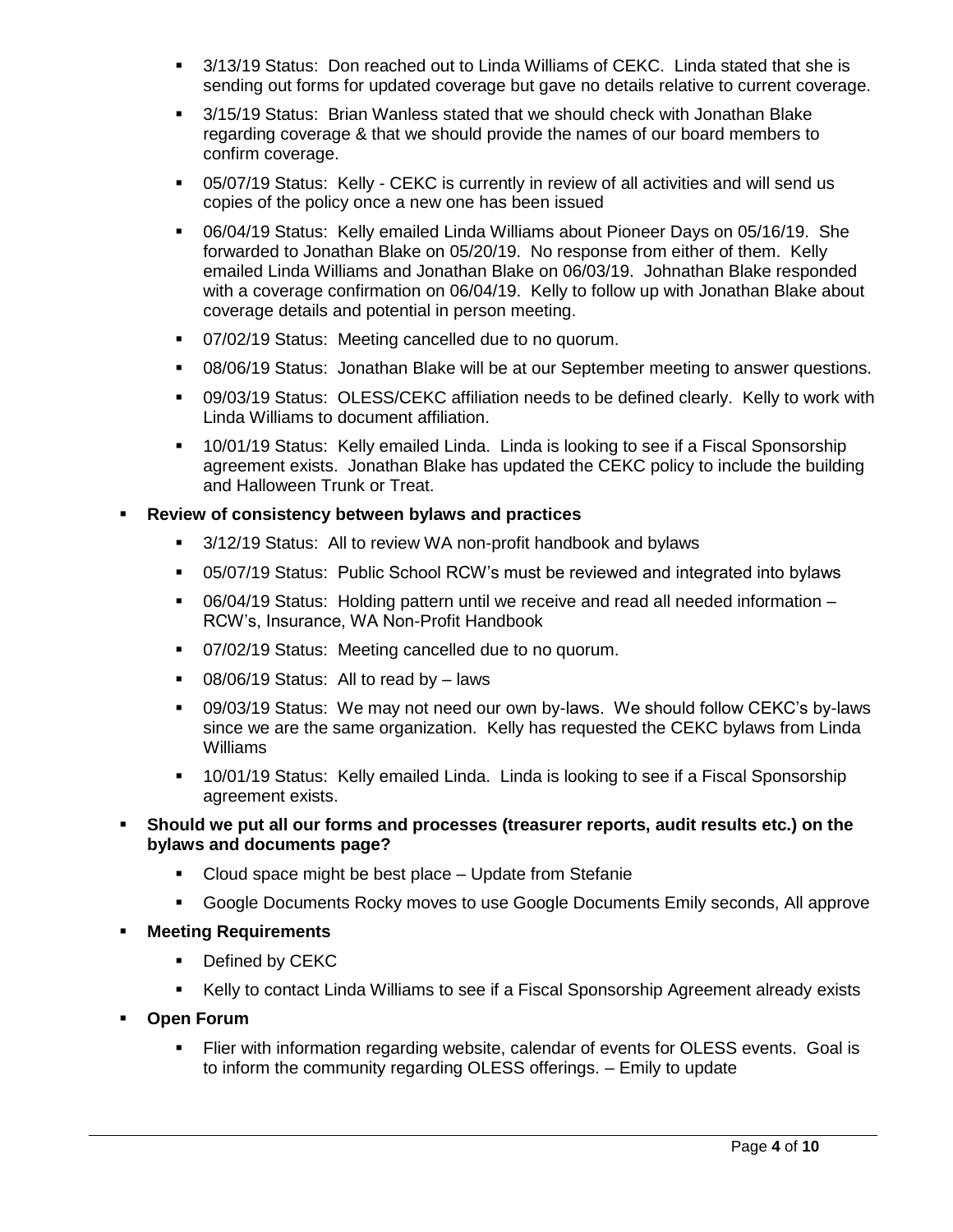- 3/13/19 Status: Don reached out to Linda Williams of CEKC. Linda stated that she is sending out forms for updated coverage but gave no details relative to current coverage.
- 3/15/19 Status: Brian Wanless stated that we should check with Jonathan Blake regarding coverage & that we should provide the names of our board members to confirm coverage.
- 05/07/19 Status: Kelly - CEKC is currently in review of all activities and will send us copies of the policy once a new one has been issued
- 06/04/19 Status: Kelly emailed Linda Williams about Pioneer Days on 05/16/19. She forwarded to Jonathan Blake on 05/20/19. No response from either of them. Kelly emailed Linda Williams and Jonathan Blake on 06/03/19. Johnathan Blake responded with a coverage confirmation on 06/04/19. Kelly to follow up with Jonathan Blake about coverage details and potential in person meeting.
- 07/02/19 Status: Meeting cancelled due to no quorum.
- 08/06/19 Status: Jonathan Blake will be at our September meeting to answer questions.
- 09/03/19 Status: OLESS/CEKC affiliation needs to be defined clearly. Kelly to work with Linda Williams to document affiliation.
- 10/01/19 Status: Kelly emailed Linda. Linda is looking to see if a Fiscal Sponsorship agreement exists. Jonathan Blake has updated the CEKC policy to include the building and Halloween Trunk or Treat.

- **Review of consistency between bylaws and practices**
  - 3/12/19 Status: All to review WA non-profit handbook and bylaws
  - 05/07/19 Status: Public School RCW's must be reviewed and integrated into bylaws
  - 06/04/19 Status: Holding pattern until we receive and read all needed information – RCW's, Insurance, WA Non-Profit Handbook
  - 07/02/19 Status: Meeting cancelled due to no quorum.
  - 08/06/19 Status: All to read by – laws
  - 09/03/19 Status: We may not need our own by-laws. We should follow CEKC's by-laws since we are the same organization. Kelly has requested the CEKC bylaws from Linda Williams
  - 10/01/19 Status: Kelly emailed Linda. Linda is looking to see if a Fiscal Sponsorship agreement exists.
- **Should we put all our forms and processes (treasurer reports, audit results etc.) on the bylaws and documents page?**
  - Cloud space might be best place – Update from Stefanie
  - Google Documents Rocky moves to use Google Documents Emily seconds, All approve
- **Meeting Requirements**
  - Defined by CEKC
  - Kelly to contact Linda Williams to see if a Fiscal Sponsorship Agreement already exists
- **Open Forum**
  - Flier with information regarding website, calendar of events for OLESS events. Goal is to inform the community regarding OLESS offerings. – Emily to update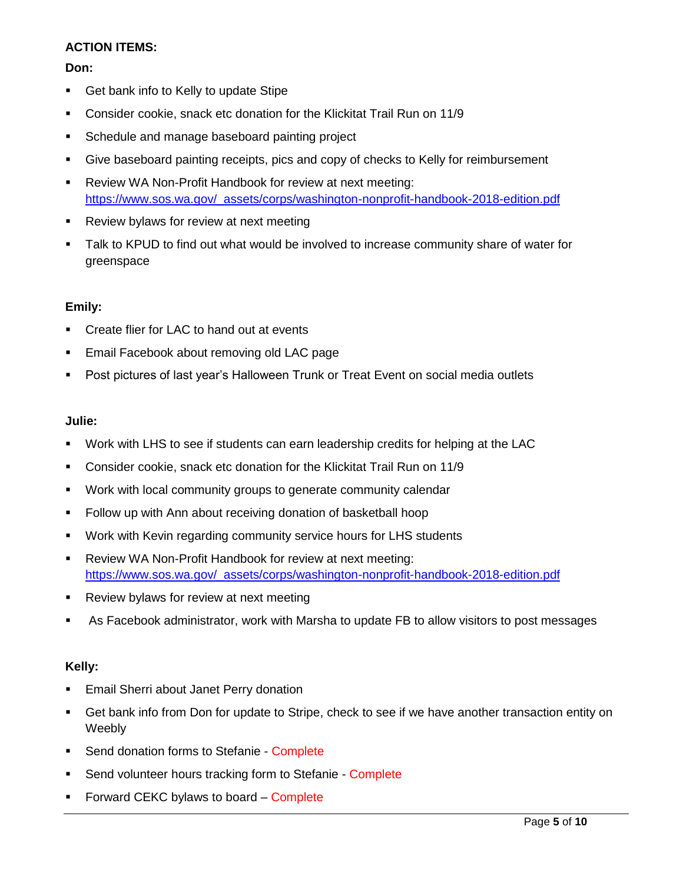**ACTION ITEMS:**

**Don:**

- Get bank info to Kelly to update Stipe
- Consider cookie, snack etc donation for the Klickitat Trail Run on 11/9
- Schedule and manage baseboard painting project
- Give baseboard painting receipts, pics and copy of checks to Kelly for reimbursement
- Review WA Non-Profit Handbook for review at next meeting: https://www.sos.wa.gov/_assets/corps/washington-nonprofit-handbook-2018-edition.pdf
- Review bylaws for review at next meeting
- Talk to KPUD to find out what would be involved to increase community share of water for greenspace

**Emily:**

- Create flier for LAC to hand out at events
- Email Facebook about removing old LAC page
- Post pictures of last year's Halloween Trunk or Treat Event on social media outlets

**Julie:**

- Work with LHS to see if students can earn leadership credits for helping at the LAC
- Consider cookie, snack etc donation for the Klickitat Trail Run on 11/9
- Work with local community groups to generate community calendar
- Follow up with Ann about receiving donation of basketball hoop
- Work with Kevin regarding community service hours for LHS students
- Review WA Non-Profit Handbook for review at next meeting: https://www.sos.wa.gov/_assets/corps/washington-nonprofit-handbook-2018-edition.pdf
- Review bylaws for review at next meeting
- As Facebook administrator, work with Marsha to update FB to allow visitors to post messages

**Kelly:**

- Email Sherri about Janet Perry donation
- Get bank info from Don for update to Stripe, check to see if we have another transaction entity on Weebly
- Send donation forms to Stefanie - Complete
- Send volunteer hours tracking form to Stefanie - Complete
- Forward CEKC bylaws to board – Complete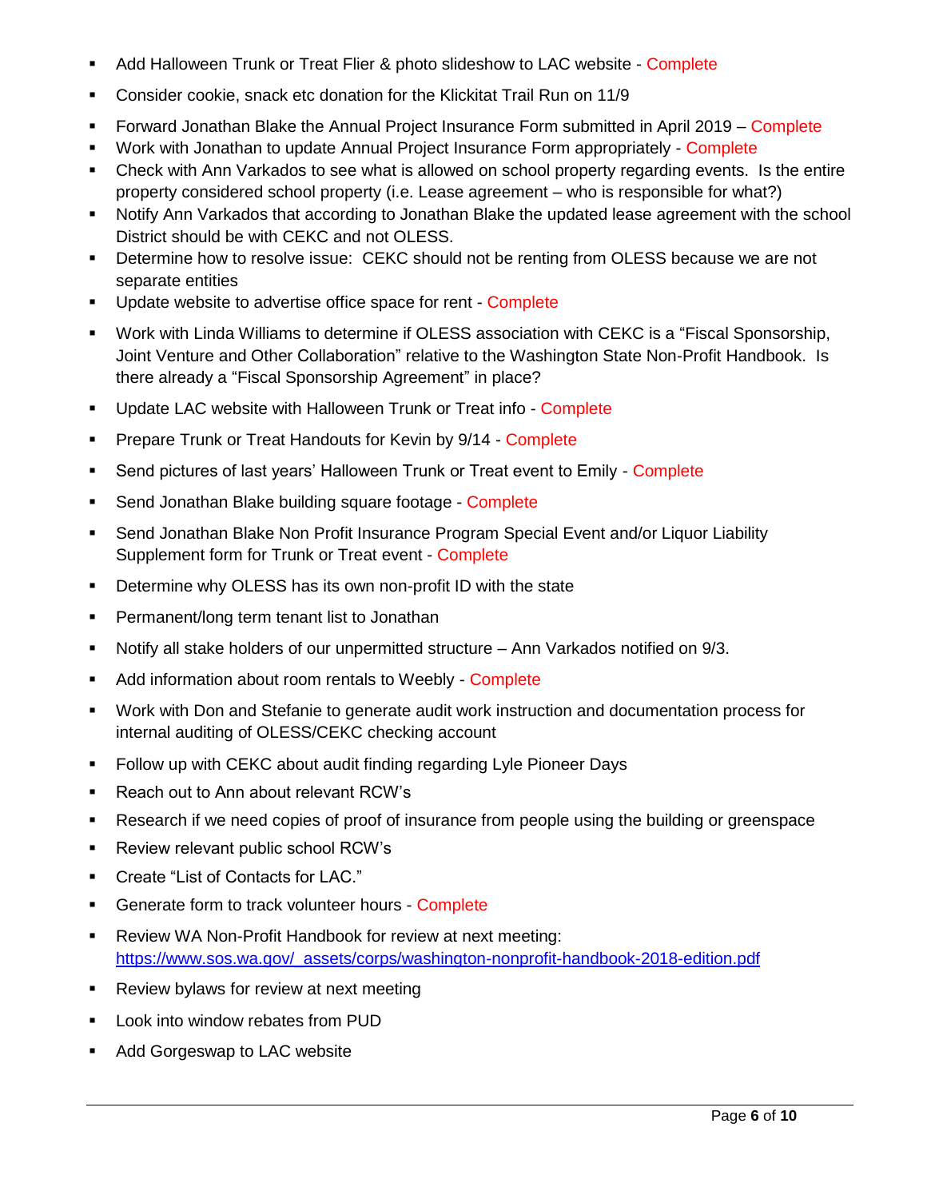- Add Halloween Trunk or Treat Flier & photo slideshow to LAC website - Complete
- Consider cookie, snack etc donation for the Klickitat Trail Run on 11/9
- Forward Jonathan Blake the Annual Project Insurance Form submitted in April 2019 – Complete
- Work with Jonathan to update Annual Project Insurance Form appropriately - Complete
- Check with Ann Varkados to see what is allowed on school property regarding events. Is the entire property considered school property (i.e. Lease agreement – who is responsible for what?)
- Notify Ann Varkados that according to Jonathan Blake the updated lease agreement with the school District should be with CEKC and not OLESS.
- Determine how to resolve issue: CEKC should not be renting from OLESS because we are not separate entities
- Update website to advertise office space for rent - Complete
- Work with Linda Williams to determine if OLESS association with CEKC is a "Fiscal Sponsorship, Joint Venture and Other Collaboration" relative to the Washington State Non-Profit Handbook. Is there already a "Fiscal Sponsorship Agreement" in place?
- Update LAC website with Halloween Trunk or Treat info - Complete
- Prepare Trunk or Treat Handouts for Kevin by 9/14 - Complete
- Send pictures of last years' Halloween Trunk or Treat event to Emily - Complete
- Send Jonathan Blake building square footage - Complete
- Send Jonathan Blake Non Profit Insurance Program Special Event and/or Liquor Liability Supplement form for Trunk or Treat event - Complete
- Determine why OLESS has its own non-profit ID with the state
- Permanent/long term tenant list to Jonathan
- Notify all stake holders of our unpermitted structure – Ann Varkados notified on 9/3.
- Add information about room rentals to Weebly - Complete
- Work with Don and Stefanie to generate audit work instruction and documentation process for internal auditing of OLESS/CEKC checking account
- Follow up with CEKC about audit finding regarding Lyle Pioneer Days
- Reach out to Ann about relevant RCW's
- Research if we need copies of proof of insurance from people using the building or greenspace
- Review relevant public school RCW's
- Create "List of Contacts for LAC."
- Generate form to track volunteer hours - Complete
- Review WA Non-Profit Handbook for review at next meeting: https://www.sos.wa.gov/_assets/corps/washington-nonprofit-handbook-2018-edition.pdf
- Review bylaws for review at next meeting
- Look into window rebates from PUD
- Add Gorgeswap to LAC website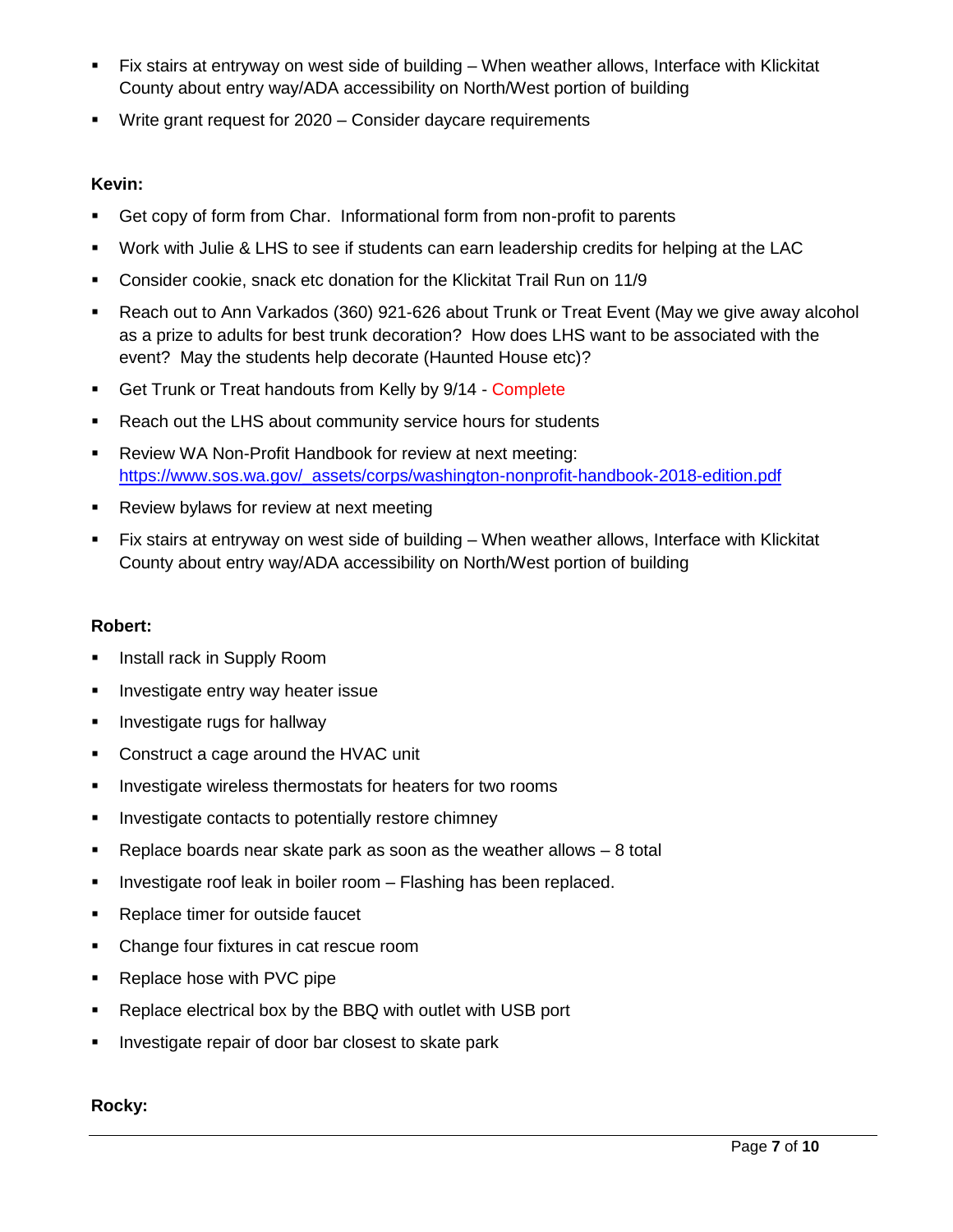- Fix stairs at entryway on west side of building – When weather allows, Interface with Klickitat County about entry way/ADA accessibility on North/West portion of building
- Write grant request for 2020 – Consider daycare requirements

**Kevin:**

- Get copy of form from Char. Informational form from non-profit to parents
- Work with Julie & LHS to see if students can earn leadership credits for helping at the LAC
- Consider cookie, snack etc donation for the Klickitat Trail Run on 11/9
- Reach out to Ann Varkados (360) 921-626 about Trunk or Treat Event (May we give away alcohol as a prize to adults for best trunk decoration? How does LHS want to be associated with the event? May the students help decorate (Haunted House etc)?
- Get Trunk or Treat handouts from Kelly by 9/14 - Complete
- Reach out the LHS about community service hours for students
- Review WA Non-Profit Handbook for review at next meeting: https://www.sos.wa.gov/_assets/corps/washington-nonprofit-handbook-2018-edition.pdf
- Review bylaws for review at next meeting
- Fix stairs at entryway on west side of building – When weather allows, Interface with Klickitat County about entry way/ADA accessibility on North/West portion of building

**Robert:**

- Install rack in Supply Room
- Investigate entry way heater issue
- Investigate rugs for hallway
- Construct a cage around the HVAC unit
- Investigate wireless thermostats for heaters for two rooms
- Investigate contacts to potentially restore chimney
- Replace boards near skate park as soon as the weather allows – 8 total
- Investigate roof leak in boiler room – Flashing has been replaced.
- Replace timer for outside faucet
- Change four fixtures in cat rescue room
- Replace hose with PVC pipe
- Replace electrical box by the BBQ with outlet with USB port
- Investigate repair of door bar closest to skate park

**Rocky:**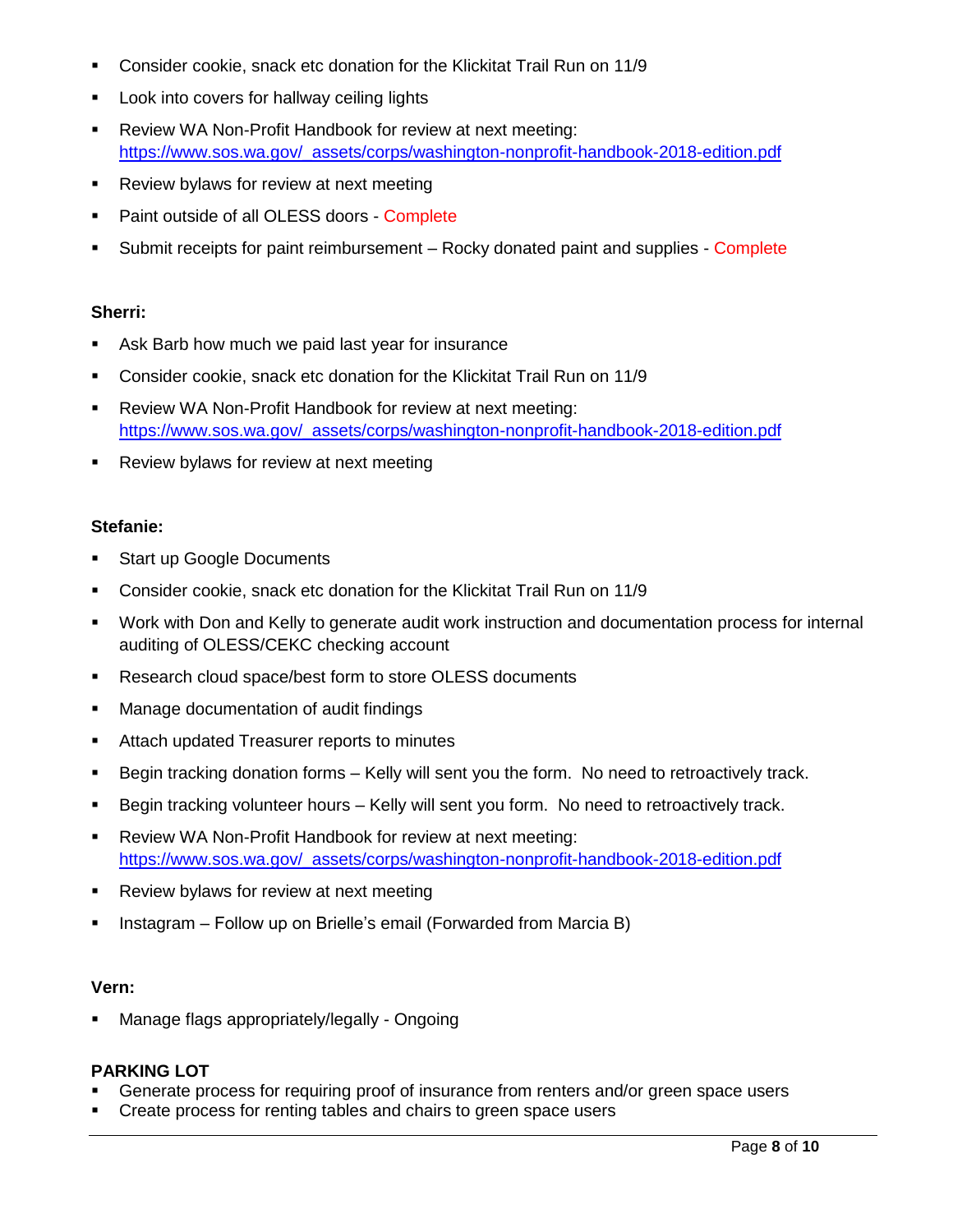- Consider cookie, snack etc donation for the Klickitat Trail Run on 11/9
- Look into covers for hallway ceiling lights
- Review WA Non-Profit Handbook for review at next meeting: https://www.sos.wa.gov/_assets/corps/washington-nonprofit-handbook-2018-edition.pdf
- Review bylaws for review at next meeting
- Paint outside of all OLESS doors - Complete
- Submit receipts for paint reimbursement – Rocky donated paint and supplies - Complete

**Sherri:**

- Ask Barb how much we paid last year for insurance
- Consider cookie, snack etc donation for the Klickitat Trail Run on 11/9
- Review WA Non-Profit Handbook for review at next meeting: https://www.sos.wa.gov/_assets/corps/washington-nonprofit-handbook-2018-edition.pdf
- Review bylaws for review at next meeting

**Stefanie:**

- Start up Google Documents
- Consider cookie, snack etc donation for the Klickitat Trail Run on 11/9
- Work with Don and Kelly to generate audit work instruction and documentation process for internal auditing of OLESS/CEKC checking account
- Research cloud space/best form to store OLESS documents
- Manage documentation of audit findings
- Attach updated Treasurer reports to minutes
- Begin tracking donation forms – Kelly will sent you the form. No need to retroactively track.
- Begin tracking volunteer hours – Kelly will sent you form. No need to retroactively track.
- Review WA Non-Profit Handbook for review at next meeting: https://www.sos.wa.gov/_assets/corps/washington-nonprofit-handbook-2018-edition.pdf
- Review bylaws for review at next meeting
- Instagram – Follow up on Brielle's email (Forwarded from Marcia B)

**Vern:**

- Manage flags appropriately/legally - Ongoing

**PARKING LOT**

- Generate process for requiring proof of insurance from renters and/or green space users
- Create process for renting tables and chairs to green space users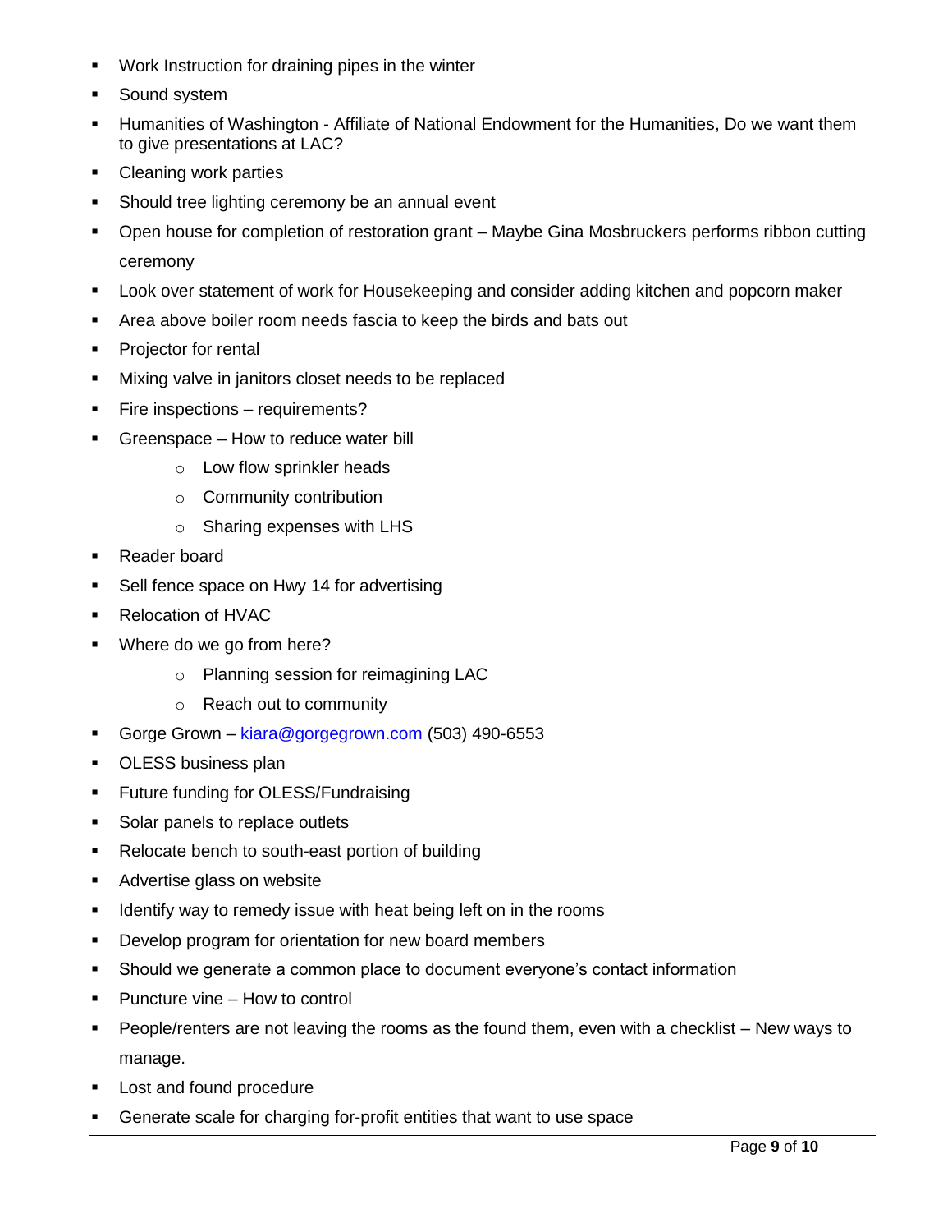- Work Instruction for draining pipes in the winter
- Sound system
- Humanities of Washington - Affiliate of National Endowment for the Humanities, Do we want them to give presentations at LAC?
- Cleaning work parties
- Should tree lighting ceremony be an annual event
- Open house for completion of restoration grant – Maybe Gina Mosbruckers performs ribbon cutting ceremony
- Look over statement of work for Housekeeping and consider adding kitchen and popcorn maker
- Area above boiler room needs fascia to keep the birds and bats out
- Projector for rental
- Mixing valve in janitors closet needs to be replaced
- Fire inspections – requirements?
- Greenspace – How to reduce water bill
  - Low flow sprinkler heads
  - Community contribution
  - Sharing expenses with LHS
- Reader board
- Sell fence space on Hwy 14 for advertising
- Relocation of HVAC
- Where do we go from here?
  - Planning session for reimagining LAC
  - Reach out to community
- Gorge Grown – [kiara@gorgegrown.com](mailto:kiara@gorgegrown.com) (503) 490-6553
- OLESS business plan
- Future funding for OLESS/Fundraising
- Solar panels to replace outlets
- Relocate bench to south-east portion of building
- Advertise glass on website
- Identify way to remedy issue with heat being left on in the rooms
- Develop program for orientation for new board members
- Should we generate a common place to document everyone's contact information
- Puncture vine – How to control
- People/renters are not leaving the rooms as the found them, even with a checklist – New ways to manage.
- Lost and found procedure
- Generate scale for charging for-profit entities that want to use space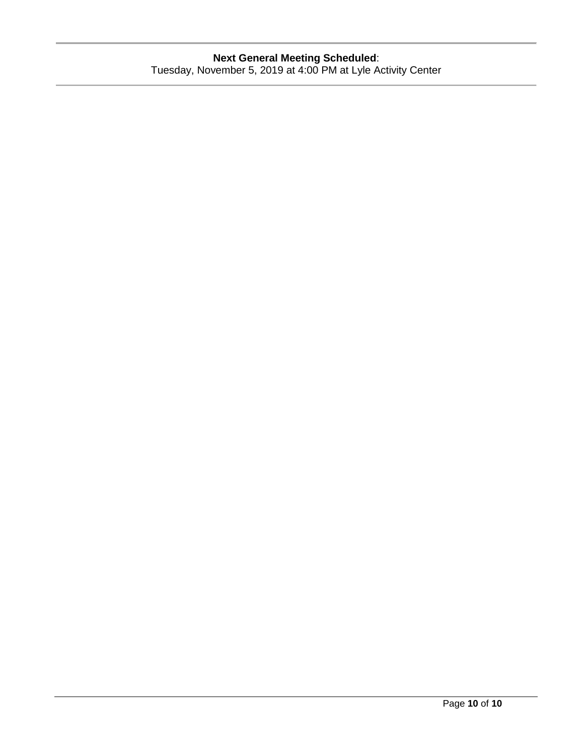---

**Next General Meeting Scheduled**:
Tuesday, November 5, 2019 at 4:00 PM at Lyle Activity Center

---